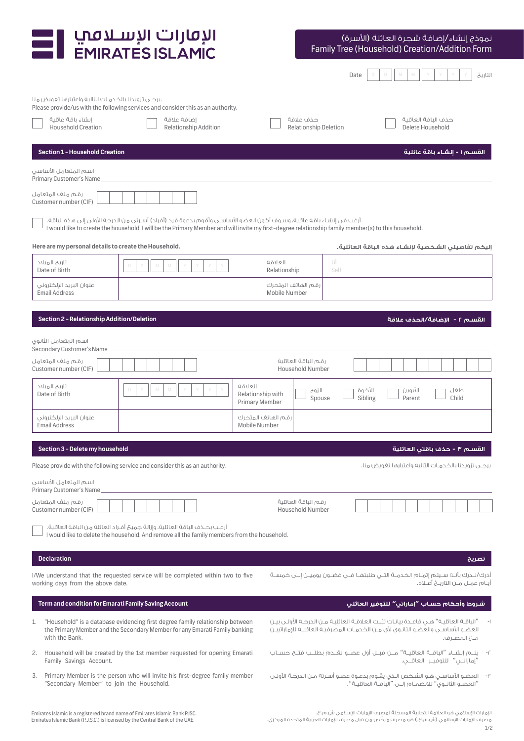# الإمارات الإسلامي EMIRATES ISLAMIC

## نموذج إنشاء/إضافة شجرة العائلة (الأسرة)
## Family Tree (Household) Creation/Addition Form

Date D D M M Y Y Y Y التاريخ

يرجى تزويدنا بالخدمات التالية واعتبارها تفويض منا.
Please provide/us with the following services and consider this as an authority.

- ☐ إنشاء باقة عائلية Household Creation
- ☐ إضافة علاقة Relationship Addition
- ☐ حذف علاقة Relationship Deletion
- ☐ حذف الباقة العائلية Delete Household

## Section 1 - Household Creation | القسم ١ - إنشاء باقة عائلية

اسم المتعامل الأساسي
Primary Customer's Name ____________________

رقم ملف المتعامل
Customer number (CIF) ☐☐☐☐☐☐☐☐

☐ أرغب في إنشاء باقة عائلية، وسوف أكون العضو الأساسي وأقوم بدعوة فرد (أفراد) أسرتي من الدرجة الأولى إلى هذه الباقة.
I would like to create the household. I will be the Primary Member and will invite my first-degree relationship family member(s) to this household.

**Here are my personal details to create the Household.** **إليكم تفاصيلي الشخصية لإنشاء هذه الباقة العائلية.**

| تاريخ الميلاد Date of Birth | D D M M Y Y Y Y | العلاقة Relationship | أنا Self |
|---|---|---|---|
| عنوان البريد الإلكتروني Email Address | | رقم الهاتف المتحرك Mobile Number | |

## Section 2 - Relationship Addition/Deletion | القسم ٢ - الإضافة/الحذف علاقة

اسم المتعامل الثانوي
Secondary Customer's Name ____________________

رقم ملف المتعامل
Customer number (CIF) ☐☐☐☐☐☐☐☐

رقم الباقة العائلية
Household Number ☐☐☐☐☐☐☐☐☐☐☐

| تاريخ الميلاد Date of Birth | D D M M Y Y Y Y | العلاقة Relationship with Primary Member | ☐ الزوج Spouse ☐ الأخوة Sibling ☐ الأبوين Parent ☐ طفل Child |
|---|---|---|---|
| عنوان البريد الإلكتروني Email Address | | رقم الهاتف المتحرك Mobile Number | |

## Section 3 - Delete my household | القسم ٣ - حذف باقتي العائلية

Please provide with the following service and consider this as an authority.
يرجى تزويدنا بالخدمات التالية واعتبارها تفويض منا.

اسم المتعامل الأساسي
Primary Customer's Name ____________________

رقم ملف المتعامل
Customer number (CIF) ☐☐☐☐☐☐☐☐

رقم الباقة العائلية
Household Number ☐☐☐☐☐☐☐☐☐☐☐

☐ أرغب بحذف الباقة العائلية، وإزالة جميع أفراد العائلة من الباقة العائلية.
I would like to delete the household. And remove all the family members from the household.

## Declaration | تصريح

I/We understand that the requested service will be completed within two to five working days from the above date.

أدرك/ندرك بأنه سيتم إتمام الخدمة التي طلبتها في غضون يومين إلى خمسة أيام عمل من التاريخ أعلاه.

## Term and condition for Emarati Family Saving Account | شروط وأحكام حساب "إماراتي" للتوفير العائلي

1. "Household" is a database evidencing first degree family relationship between the Primary Member and the Secondary Member for any Emarati Family banking with the Bank.
2. Household will be created by the 1st member requested for opening Emarati Family Savings Account.
3. Primary Member is the person who will invite his first-degree family member "Secondary Member" to join the Household.

١- "الباقة العائلية" هي قاعدة بيانات تثبت العلاقة العائلية من الدرجة الأولى بين العضو الأساسي والعضو الثانوي لأي من الخدمات المصرفية العائلية للإماراتيين مع المصرف.

٢- يتم إنشاء "الباقة العائلية" من قبل أول عضو تقدم بطلب فتح حساب "إماراتي" للتوفير العائلي.

٣- العضو الأساسي هو الشخص الذي يقوم بدعوة عضو أسرته من الدرجة الأولى "العضو الثانوي" للانضمام إلى "الباقة العائلية".

Emirates Islamic is a registered brand name of Emirates Islamic Bank PJSC.
Emirates Islamic Bank (P.J.S.C.) is licensed by the Central Bank of the UAE.

الإمارات الإسلامي هو العلامة التجارية المسجلة لمصرف الإمارات الإسلامي ش.م.ع.
مصرف الإمارات الإسلامي (ش.م.ع.) هو مصرف مرخص من قبل مصرف الإمارات العربية المتحدة المركزي.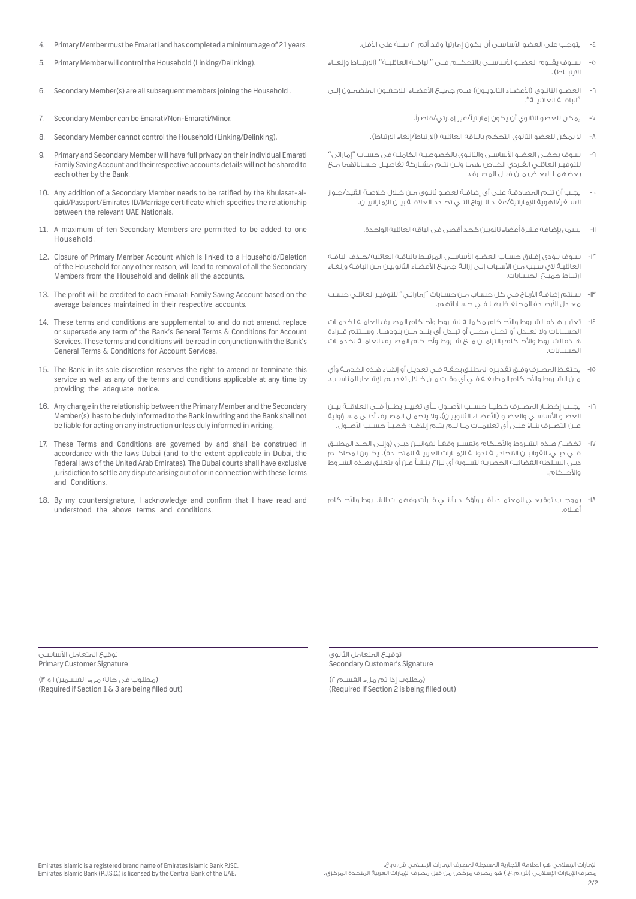4. Primary Member must be Emarati and has completed a minimum age of 21 years.

5. Primary Member will control the Household (Linking/Delinking).

6. Secondary Member(s) are all subsequent members joining the Household .

7. Secondary Member can be Emarati/Non-Emarati/Minor.

8. Secondary Member cannot control the Household (Linking/Delinking).

9. Primary and Secondary Member will have full privacy on their individual Emarati Family Saving Account and their respective accounts details will not be shared to each other by the Bank.

10. Any addition of a Secondary Member needs to be ratified by the Khulasat-al-qaid/Passport/Emirates ID/Marriage certificate which specifies the relationship between the relevant UAE Nationals.

11. A maximum of ten Secondary Members are permitted to be added to one Household.

12. Closure of Primary Member Account which is linked to a Household/Deletion of the Household for any other reason, will lead to removal of all the Secondary Members from the Household and delink all the accounts.

13. The profit will be credited to each Emarati Family Saving Account based on the average balances maintained in their respective accounts.

14. These terms and conditions are supplemental to and do not amend, replace or supersede any term of the Bank's General Terms & Conditions for Account Services. These terms and conditions will be read in conjunction with the Bank's General Terms & Conditions for Account Services.

15. The Bank in its sole discretion reserves the right to amend or terminate this service as well as any of the terms and conditions applicable at any time by providing the adequate notice.

16. Any change in the relationship between the Primary Member and the Secondary Member(s) has to be duly informed to the Bank in writing and the Bank shall not be liable for acting on any instruction unless duly informed in writing.

17. These Terms and Conditions are governed by and shall be construed in accordance with the laws Dubai (and to the extent applicable in Dubai, the Federal laws of the United Arab Emirates). The Dubai courts shall have exclusive jurisdiction to settle any dispute arising out of or in connection with these Terms and Conditions.

18. By my countersignature, I acknowledge and confirm that I have read and understood the above terms and conditions.

٤- يتوجب على العضو الأساسي أن يكون إماراتياً وقد أتم ٢١ سنة على الأقل.

٥- سوف يقوم العضو الأساسي بالتحكم في "الباقة العائلية" (الارتباط وإلغاء الارتباط).

٦- العضو الثانوي (الأعضاء الثانويون) هم جميع الأعضاء اللاحقون المنضمون إلى "الباقة العائلية".

٧- يمكن للعضو الثانوي أن يكون إماراتياً/غير إماراتي/قاصراً.

٨- لا يمكن للعضو الثانوي التحكم بالباقة العائلية (الارتباط/إلغاء الارتباط).

٩- سوف يحظى العضو الأساسي والثانوي بالخصوصية الكاملة في حساب "إماراتي" للتوفير العائلي الفردي الخاص بهما ولن تتم مشاركة تفاصيل حساباتهما مع بعضهما البعض من قبل المصرف.

١٠- يجب أن تتم المصادقة على أي إضافة لعضو ثانوي من خلال خلاصة القيد/جواز السفر/الهوية الإماراتية/عقد الزواج التي تحدد العلاقة بين الإماراتيين.

١١- يسمح بإضافة عشرة أعضاء ثانويين كحد أقصى في الباقة العائلية الواحدة.

١٢- سوف يؤدي إغلاق حساب العضو الأساسي المرتبط بالباقة العائلية/حذف الباقة العائلية لأي سبب من الأسباب إلى إزالة جميع الأعضاء الثانويين من الباقة وإلغاء ارتباط جميع الحسابات.

١٣- ستتم إضافة الأرباح في كل حساب من حسابات "إماراتي" للتوفير العائلي حسب معدل الأرصدة المحتفظ بها في حساباتهم.

١٤- تعتبر هذه الشروط والأحكام مكملة لشروط وأحكام المصرف العامة لخدمات الحسابات ولا تعدل أو تحل محل أو تبدل أي بند من بنودها. وستتم قراءة هذه الشروط والأحكام بالتزامن مع شروط وأحكام المصرف العامة لخدمات الحسابات.

١٥- يحتفظ المصرف وفق تقديره المطلق بحقه في تعديل أو إنهاء هذه الخدمة وأي من الشروط والأحكام المطبقة في أي وقت من خلال تقديم الإشعار المناسب.

١٦- يجب إخطار المصرف خطياً حسب الأصول بأي تغيير يطرأ في العلاقة بين العضو الأساسي والعضو (الأعضاء الثانويين)، ولا يتحمل المصرف أدنى مسؤولية عن التصرف بناء على أي تعليمات ما لم يتم إبلاغه خطياً حسب الأصول.

١٧- تخضع هذه الشروط والأحكام وتفسر وفقاً لقوانين دبي (وإلى الحد المطبق في دبي، القوانين الاتحادية لدولة الإمارات العربية المتحدة). يكون لمحاكم دبي السلطة القضائية الحصرية لتسوية أي نزاع ينشأ عن أو يتعلق بهذه الشروط والأحكام.

١٨- بموجب توقيعي المعتمد، أقر وأؤكد بأنني قرأت وفهمت الشروط والأحكام أعلاه.

توقيع المتعامل الأساسي
Primary Customer Signature

(مطلوب في حالة ملء القسمين ١ و ٣)
(Required if Section 1 & 3 are being filled out)

توقيع المتعامل الثانوي
Secondary Customer's Signature

(مطلوب إذا تم ملء القسم ٢)
(Required if Section 2 is being filled out)

Emirates Islamic is a registered brand name of Emirates Islamic Bank PJSC.
Emirates Islamic Bank (P.J.S.C.) is licensed by the Central Bank of the UAE.

الإمارات الإسلامي هو العلامة التجارية المسجلة لمصرف الإمارات الإسلامي ش.م.ع.
مصرف الإمارات الإسلامي (ش.م.ع.) هو مصرف مرخص من قبل مصرف الإمارات العربية المتحدة المركزي.